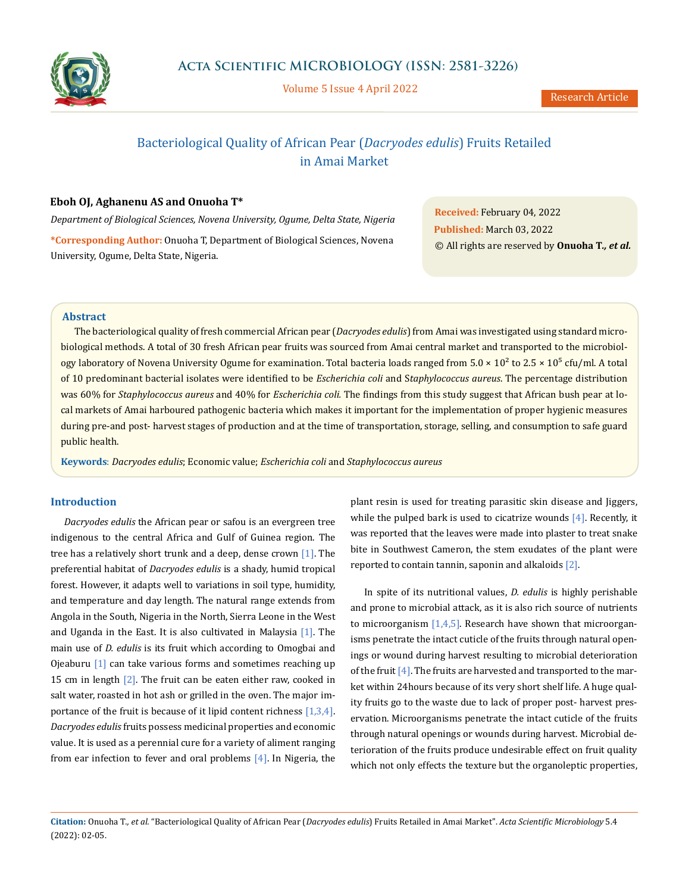# Bacteriological Quality of African Pear (*Dacryodes edulis*) Fruits Retailed in Amai Market

**Eboh OJ, Aghanenu AS and Onuoha T\***

*Department of Biological Sciences, Novena University, Ogume, Delta State, Nigeria*

**\*Corresponding Author:** Onuoha T, Department of Biological Sciences, Novena University, Ogume, Delta State, Nigeria.

**Received:** February 04, 2022
**Published:** March 03, 2022
© All rights are reserved by **Onuoha T., *et al.***

## Abstract

The bacteriological quality of fresh commercial African pear (*Dacryodes edulis*) from Amai was investigated using standard microbiological methods. A total of 30 fresh African pear fruits was sourced from Amai central market and transported to the microbiology laboratory of Novena University Ogume for examination. Total bacteria loads ranged from $5.0 \times 10^2$ to $2.5 \times 10^5$ cfu/ml. A total of 10 predominant bacterial isolates were identified to be *Escherichia coli* and *Staphylococcus aureus*. The percentage distribution was 60% for *Staphylococcus aureus* and 40% for *Escherichia coli.* The findings from this study suggest that African bush pear at local markets of Amai harboured pathogenic bacteria which makes it important for the implementation of proper hygienic measures during pre-and post- harvest stages of production and at the time of transportation, storage, selling, and consumption to safe guard public health.

**Keywords**: *Dacryodes edulis*; Economic value; *Escherichia coli* and *Staphylococcus aureus*

## Introduction

*Dacryodes edulis* the African pear or safou is an evergreen tree indigenous to the central Africa and Gulf of Guinea region. The tree has a relatively short trunk and a deep, dense crown [1]. The preferential habitat of *Dacryodes edulis* is a shady, humid tropical forest. However, it adapts well to variations in soil type, humidity, and temperature and day length. The natural range extends from Angola in the South, Nigeria in the North, Sierra Leone in the West and Uganda in the East. It is also cultivated in Malaysia [1]. The main use of *D. edulis* is its fruit which according to Omogbai and Ojeaburu [1] can take various forms and sometimes reaching up 15 cm in length [2]. The fruit can be eaten either raw, cooked in salt water, roasted in hot ash or grilled in the oven. The major importance of the fruit is because of it lipid content richness [1,3,4]. *Dacryodes edulis* fruits possess medicinal properties and economic value. It is used as a perennial cure for a variety of aliment ranging from ear infection to fever and oral problems [4]. In Nigeria, the plant resin is used for treating parasitic skin disease and Jiggers, while the pulped bark is used to cicatrize wounds [4]. Recently, it was reported that the leaves were made into plaster to treat snake bite in Southwest Cameron, the stem exudates of the plant were reported to contain tannin, saponin and alkaloids [2].

In spite of its nutritional values, *D. edulis* is highly perishable and prone to microbial attack, as it is also rich source of nutrients to microorganism [1,4,5]. Research have shown that microorganisms penetrate the intact cuticle of the fruits through natural openings or wound during harvest resulting to microbial deterioration of the fruit [4]. The fruits are harvested and transported to the market within 24hours because of its very short shelf life. A huge quality fruits go to the waste due to lack of proper post- harvest preservation. Microorganisms penetrate the intact cuticle of the fruits through natural openings or wounds during harvest. Microbial deterioration of the fruits produce undesirable effect on fruit quality which not only effects the texture but the organoleptic properties,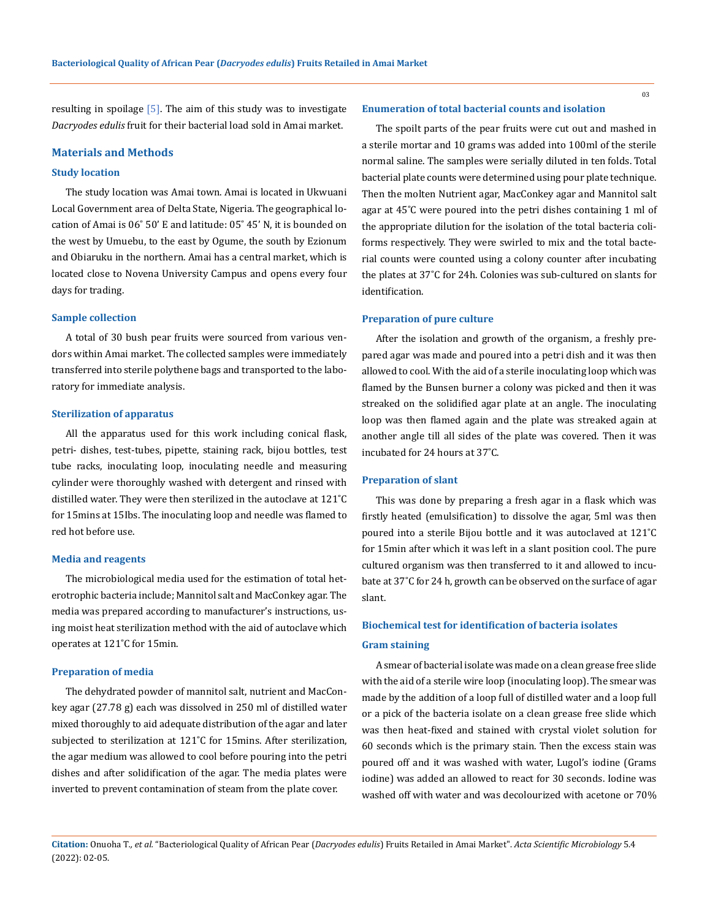resulting in spoilage [5]. The aim of this study was to investigate *Dacryodes edulis* fruit for their bacterial load sold in Amai market.

## Materials and Methods

### Study location

The study location was Amai town. Amai is located in Ukwuani Local Government area of Delta State, Nigeria. The geographical location of Amai is 06˚ 50' E and latitude: 05˚ 45' N, it is bounded on the west by Umuebu, to the east by Ogume, the south by Ezionum and Obiaruku in the northern. Amai has a central market, which is located close to Novena University Campus and opens every four days for trading.

### Sample collection

A total of 30 bush pear fruits were sourced from various vendors within Amai market. The collected samples were immediately transferred into sterile polythene bags and transported to the laboratory for immediate analysis.

### Sterilization of apparatus

All the apparatus used for this work including conical flask, petri- dishes, test-tubes, pipette, staining rack, bijou bottles, test tube racks, inoculating loop, inoculating needle and measuring cylinder were thoroughly washed with detergent and rinsed with distilled water. They were then sterilized in the autoclave at 121˚C for 15mins at 15Ibs. The inoculating loop and needle was flamed to red hot before use.

### Media and reagents

The microbiological media used for the estimation of total heterotrophic bacteria include; Mannitol salt and MacConkey agar. The media was prepared according to manufacturer's instructions, using moist heat sterilization method with the aid of autoclave which operates at 121˚C for 15min.

### Preparation of media

The dehydrated powder of mannitol salt, nutrient and MacConkey agar (27.78 g) each was dissolved in 250 ml of distilled water mixed thoroughly to aid adequate distribution of the agar and later subjected to sterilization at 121˚C for 15mins. After sterilization, the agar medium was allowed to cool before pouring into the petri dishes and after solidification of the agar. The media plates were inverted to prevent contamination of steam from the plate cover.

### Enumeration of total bacterial counts and isolation

The spoilt parts of the pear fruits were cut out and mashed in a sterile mortar and 10 grams was added into 100ml of the sterile normal saline. The samples were serially diluted in ten folds. Total bacterial plate counts were determined using pour plate technique. Then the molten Nutrient agar, MacConkey agar and Mannitol salt agar at 45˚C were poured into the petri dishes containing 1 ml of the appropriate dilution for the isolation of the total bacteria coliforms respectively. They were swirled to mix and the total bacterial counts were counted using a colony counter after incubating the plates at 37˚C for 24h. Colonies was sub-cultured on slants for identification.

### Preparation of pure culture

After the isolation and growth of the organism, a freshly prepared agar was made and poured into a petri dish and it was then allowed to cool. With the aid of a sterile inoculating loop which was flamed by the Bunsen burner a colony was picked and then it was streaked on the solidified agar plate at an angle. The inoculating loop was then flamed again and the plate was streaked again at another angle till all sides of the plate was covered. Then it was incubated for 24 hours at 37˚C.

### Preparation of slant

This was done by preparing a fresh agar in a flask which was firstly heated (emulsification) to dissolve the agar, 5ml was then poured into a sterile Bijou bottle and it was autoclaved at 121˚C for 15min after which it was left in a slant position cool. The pure cultured organism was then transferred to it and allowed to incubate at 37˚C for 24 h, growth can be observed on the surface of agar slant.

### Biochemical test for identification of bacteria isolates

### Gram staining

A smear of bacterial isolate was made on a clean grease free slide with the aid of a sterile wire loop (inoculating loop). The smear was made by the addition of a loop full of distilled water and a loop full or a pick of the bacteria isolate on a clean grease free slide which was then heat-fixed and stained with crystal violet solution for 60 seconds which is the primary stain. Then the excess stain was poured off and it was washed with water, Lugol's iodine (Grams iodine) was added an allowed to react for 30 seconds. Iodine was washed off with water and was decolourized with acetone or 70%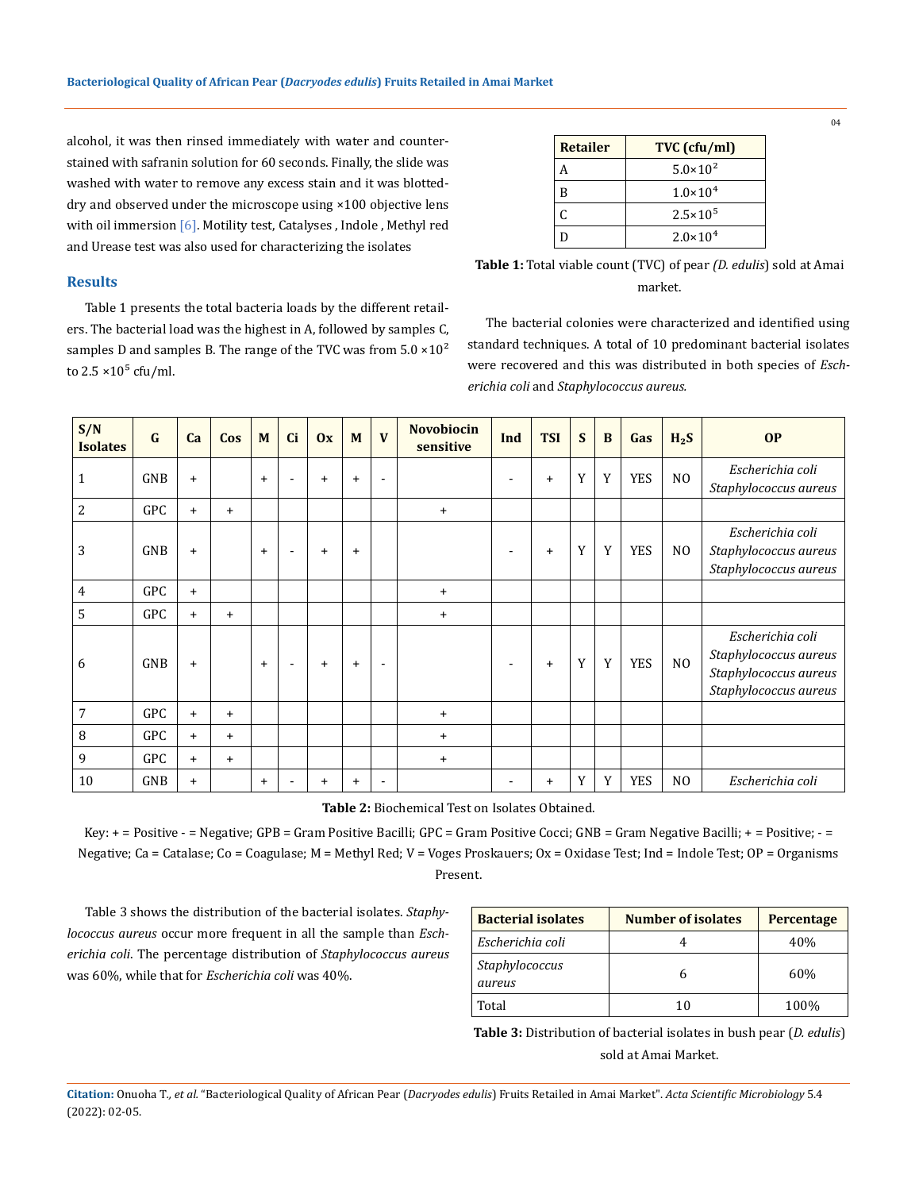alcohol, it was then rinsed immediately with water and counterstained with safranin solution for 60 seconds. Finally, the slide was washed with water to remove any excess stain and it was blotted-dry and observed under the microscope using ×100 objective lens with oil immersion [6]. Motility test, Catalyses , Indole , Methyl red and Urease test was also used for characterizing the isolates

## Results

Table 1 presents the total bacteria loads by the different retailers. The bacterial load was the highest in A, followed by samples C, samples D and samples B. The range of the TVC was from $5.0 \times 10^2$ to $2.5 \times 10^5$ cfu/ml.

| Retailer | TVC (cfu/ml) |
|---|---|
| A | $5.0\times10^2$ |
| B | $1.0\times10^4$ |
| C | $2.5\times10^5$ |
| D | $2.0\times10^4$ |

**Table 1:** Total viable count (TVC) of pear *(D. edulis*) sold at Amai market.

The bacterial colonies were characterized and identified using standard techniques. A total of 10 predominant bacterial isolates were recovered and this was distributed in both species of *Escherichia coli* and *Staphylococcus aureus.*

| S/N Isolates | G | Ca | Cos | M | Ci | Ox | M | V | Novobiocin sensitive | Ind | TSI | S | B | Gas | $H_2S$ | OP |
|---|---|---|---|---|---|---|---|---|---|---|---|---|---|---|---|---|
| 1 | GNB | + | | + | - | + | + | - | | - | + | Y | Y | YES | NO | *Escherichia coli* *Staphylococcus aureus* |
| 2 | GPC | + | + | | | | | | + | | | | | | | |
| 3 | GNB | + | | + | - | + | + | | | - | + | Y | Y | YES | NO | *Escherichia coli* *Staphylococcus aureus* *Staphylococcus aureus* |
| 4 | GPC | + | | | | | | | + | | | | | | | |
| 5 | GPC | + | + | | | | | | + | | | | | | | |
| 6 | GNB | + | | + | - | + | + | - | | - | + | Y | Y | YES | NO | *Escherichia coli* *Staphylococcus aureus* *Staphylococcus aureus* *Staphylococcus aureus* |
| 7 | GPC | + | + | | | | | | + | | | | | | | |
| 8 | GPC | + | + | | | | | | + | | | | | | | |
| 9 | GPC | + | + | | | | | | + | | | | | | | |
| 10 | GNB | + | | + | - | + | + | - | | - | + | Y | Y | YES | NO | *Escherichia coli* |

**Table 2:** Biochemical Test on Isolates Obtained.

Key: + = Positive - = Negative; GPB = Gram Positive Bacilli; GPC = Gram Positive Cocci; GNB = Gram Negative Bacilli; + = Positive; - = Negative; Ca = Catalase; Co = Coagulase; M = Methyl Red; V = Voges Proskauers; Ox = Oxidase Test; Ind = Indole Test; OP = Organisms Present.

Table 3 shows the distribution of the bacterial isolates. *Staphylococcus aureus* occur more frequent in all the sample than *Escherichia coli*. The percentage distribution of *Staphylococcus aureus* was 60%, while that for *Escherichia coli* was 40%.

| Bacterial isolates | Number of isolates | Percentage |
|---|---|---|
| *Escherichia coli* | 4 | 40% |
| *Staphylococcus aureus* | 6 | 60% |
| Total | 10 | 100% |

**Table 3:** Distribution of bacterial isolates in bush pear (*D. edulis*) sold at Amai Market.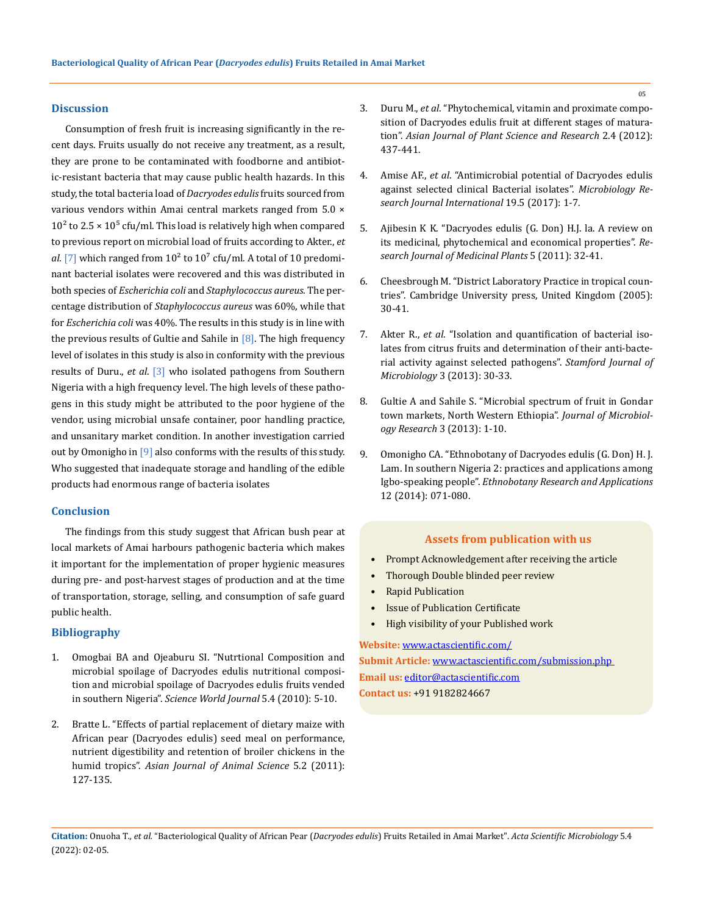## Discussion

Consumption of fresh fruit is increasing significantly in the recent days. Fruits usually do not receive any treatment, as a result, they are prone to be contaminated with foodborne and antibiotic-resistant bacteria that may cause public health hazards. In this study, the total bacteria load of *Dacryodes edulis* fruits sourced from various vendors within Amai central markets ranged from $5.0 \times 10^2$ to $2.5 \times 10^5$ cfu/ml. This load is relatively high when compared to previous report on microbial load of fruits according to Akter., *et al.* [7] which ranged from $10^2$ to $10^7$ cfu/ml. A total of 10 predominant bacterial isolates were recovered and this was distributed in both species of *Escherichia coli* and *Staphylococcus aureus*. The percentage distribution of *Staphylococcus aureus* was 60%, while that for *Escherichia coli* was 40%. The results in this study is in line with the previous results of Gultie and Sahile in [8]. The high frequency level of isolates in this study is also in conformity with the previous results of Duru., *et al*. [3] who isolated pathogens from Southern Nigeria with a high frequency level. The high levels of these pathogens in this study might be attributed to the poor hygiene of the vendor, using microbial unsafe container, poor handling practice, and unsanitary market condition. In another investigation carried out by Omonigho in [9] also conforms with the results of this study. Who suggested that inadequate storage and handling of the edible products had enormous range of bacteria isolates

## Conclusion

The findings from this study suggest that African bush pear at local markets of Amai harbours pathogenic bacteria which makes it important for the implementation of proper hygienic measures during pre- and post-harvest stages of production and at the time of transportation, storage, selling, and consumption of safe guard public health.

## Bibliography

1. Omogbai BA and Ojeaburu SI. "Nutrtional Composition and microbial spoilage of Dacryodes edulis nutritional composition and microbial spoilage of Dacryodes edulis fruits vended in southern Nigeria". *Science World Journal* 5.4 (2010): 5-10.
2. Bratte L. "Effects of partial replacement of dietary maize with African pear (Dacryodes edulis) seed meal on performance, nutrient digestibility and retention of broiler chickens in the humid tropics". *Asian Journal of Animal Science* 5.2 (2011): 127-135.
3. Duru M., *et al*. "Phytochemical, vitamin and proximate composition of Dacryodes edulis fruit at different stages of maturation". *Asian Journal of Plant Science and Research* 2.4 (2012): 437-441.
4. Amise AF., *et al*. "Antimicrobial potential of Dacryodes edulis against selected clinical Bacterial isolates". *Microbiology Research Journal International* 19.5 (2017): 1-7.
5. Ajibesin K K. "Dacryodes edulis (G. Don) H.J. la. A review on its medicinal, phytochemical and economical properties". *Research Journal of Medicinal Plants* 5 (2011): 32-41.
6. Cheesbrough M. "District Laboratory Practice in tropical countries". Cambridge University press, United Kingdom (2005): 30-41.
7. Akter R., *et al*. "Isolation and quantification of bacterial isolates from citrus fruits and determination of their anti-bacterial activity against selected pathogens". *Stamford Journal of Microbiology* 3 (2013): 30-33.
8. Gultie A and Sahile S. "Microbial spectrum of fruit in Gondar town markets, North Western Ethiopia". *Journal of Microbiology Research* 3 (2013): 1-10.
9. Omonigho CA. "Ethnobotany of Dacryodes edulis (G. Don) H. J. Lam. In southern Nigeria 2: practices and applications among Igbo-speaking people". *Ethnobotany Research and Applications* 12 (2014): 071-080.

**Assets from publication with us**

- Prompt Acknowledgement after receiving the article
- Thorough Double blinded peer review
- Rapid Publication
- Issue of Publication Certificate
- High visibility of your Published work

**Website:** www.actascientific.com/
**Submit Article:** www.actascientific.com/submission.php
**Email us:** editor@actascientific.com
**Contact us:** +91 9182824667